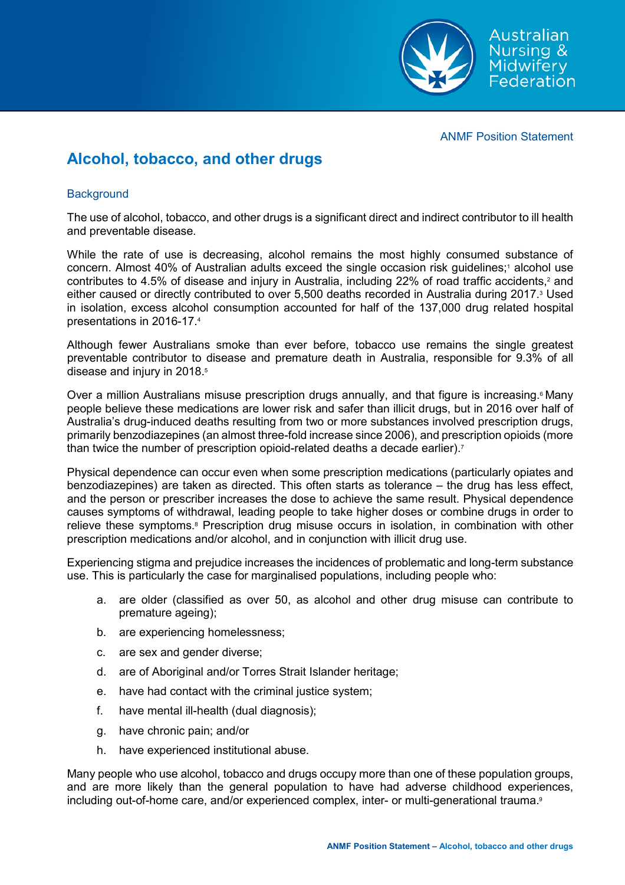ANMF Position Statement

# Alcohol, tobacco, and other drugs

## Background

The use of alcohol, tobacco, and other drugs is a significant direct and indirect contributor to ill health and preventable disease.

While the rate of use is decreasing, alcohol remains the most highly consumed substance of concern. Almost 40% of Australian adults exceed the single occasion risk guidelines;[1] alcohol use contributes to 4.5% of disease and injury in Australia, including 22% of road traffic accidents,[2] and either caused or directly contributed to over 5,500 deaths recorded in Australia during 2017.[3] Used in isolation, excess alcohol consumption accounted for half of the 137,000 drug related hospital presentations in 2016-17.[4]

Although fewer Australians smoke than ever before, tobacco use remains the single greatest preventable contributor to disease and premature death in Australia, responsible for 9.3% of all disease and injury in 2018.[5]

Over a million Australians misuse prescription drugs annually, and that figure is increasing.[6] Many people believe these medications are lower risk and safer than illicit drugs, but in 2016 over half of Australia's drug-induced deaths resulting from two or more substances involved prescription drugs, primarily benzodiazepines (an almost three-fold increase since 2006), and prescription opioids (more than twice the number of prescription opioid-related deaths a decade earlier).[7]

Physical dependence can occur even when some prescription medications (particularly opiates and benzodiazepines) are taken as directed. This often starts as tolerance – the drug has less effect, and the person or prescriber increases the dose to achieve the same result. Physical dependence causes symptoms of withdrawal, leading people to take higher doses or combine drugs in order to relieve these symptoms.[8] Prescription drug misuse occurs in isolation, in combination with other prescription medications and/or alcohol, and in conjunction with illicit drug use.

Experiencing stigma and prejudice increases the incidences of problematic and long-term substance use. This is particularly the case for marginalised populations, including people who:

a. are older (classified as over 50, as alcohol and other drug misuse can contribute to premature ageing);

b. are experiencing homelessness;

c. are sex and gender diverse;

d. are of Aboriginal and/or Torres Strait Islander heritage;

e. have had contact with the criminal justice system;

f. have mental ill-health (dual diagnosis);

g. have chronic pain; and/or

h. have experienced institutional abuse.

Many people who use alcohol, tobacco and drugs occupy more than one of these population groups, and are more likely than the general population to have had adverse childhood experiences, including out-of-home care, and/or experienced complex, inter- or multi-generational trauma.[9]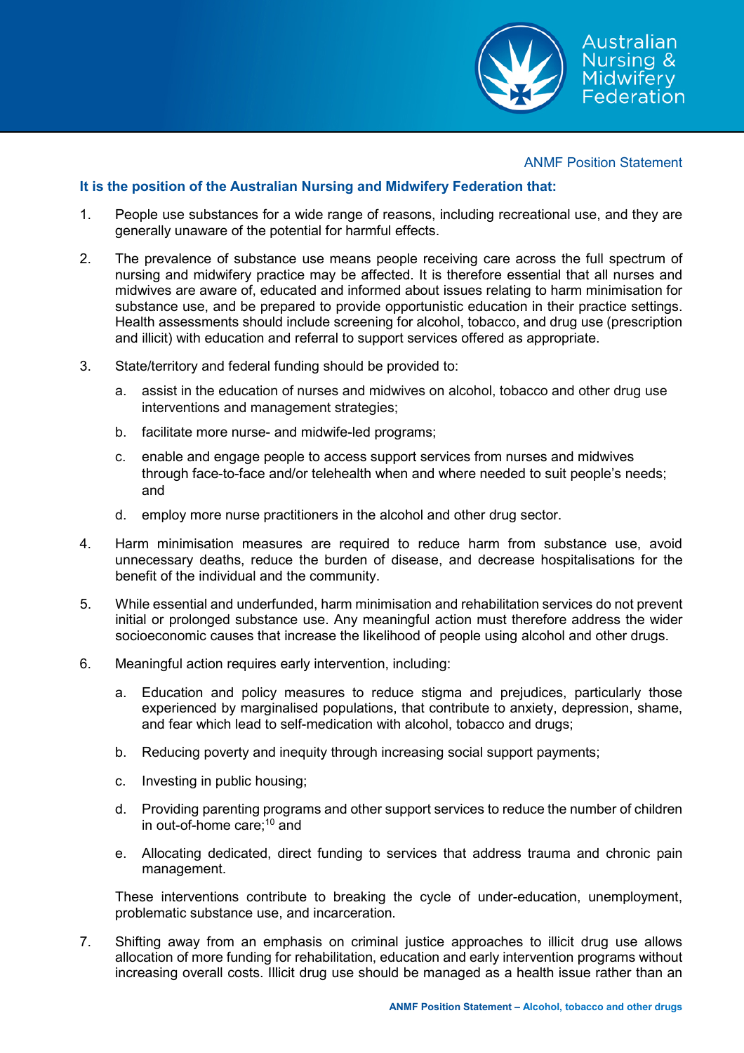ANMF Position Statement

**It is the position of the Australian Nursing and Midwifery Federation that:**

1. People use substances for a wide range of reasons, including recreational use, and they are generally unaware of the potential for harmful effects.

2. The prevalence of substance use means people receiving care across the full spectrum of nursing and midwifery practice may be affected. It is therefore essential that all nurses and midwives are aware of, educated and informed about issues relating to harm minimisation for substance use, and be prepared to provide opportunistic education in their practice settings. Health assessments should include screening for alcohol, tobacco, and drug use (prescription and illicit) with education and referral to support services offered as appropriate.

3. State/territory and federal funding should be provided to:

   a. assist in the education of nurses and midwives on alcohol, tobacco and other drug use interventions and management strategies;

   b. facilitate more nurse- and midwife-led programs;

   c. enable and engage people to access support services from nurses and midwives through face-to-face and/or telehealth when and where needed to suit people's needs; and

   d. employ more nurse practitioners in the alcohol and other drug sector.

4. Harm minimisation measures are required to reduce harm from substance use, avoid unnecessary deaths, reduce the burden of disease, and decrease hospitalisations for the benefit of the individual and the community.

5. While essential and underfunded, harm minimisation and rehabilitation services do not prevent initial or prolonged substance use. Any meaningful action must therefore address the wider socioeconomic causes that increase the likelihood of people using alcohol and other drugs.

6. Meaningful action requires early intervention, including:

   a. Education and policy measures to reduce stigma and prejudices, particularly those experienced by marginalised populations, that contribute to anxiety, depression, shame, and fear which lead to self-medication with alcohol, tobacco and drugs;

   b. Reducing poverty and inequity through increasing social support payments;

   c. Investing in public housing;

   d. Providing parenting programs and other support services to reduce the number of children in out-of-home care;[10] and

   e. Allocating dedicated, direct funding to services that address trauma and chronic pain management.

   These interventions contribute to breaking the cycle of under-education, unemployment, problematic substance use, and incarceration.

7. Shifting away from an emphasis on criminal justice approaches to illicit drug use allows allocation of more funding for rehabilitation, education and early intervention programs without increasing overall costs. Illicit drug use should be managed as a health issue rather than an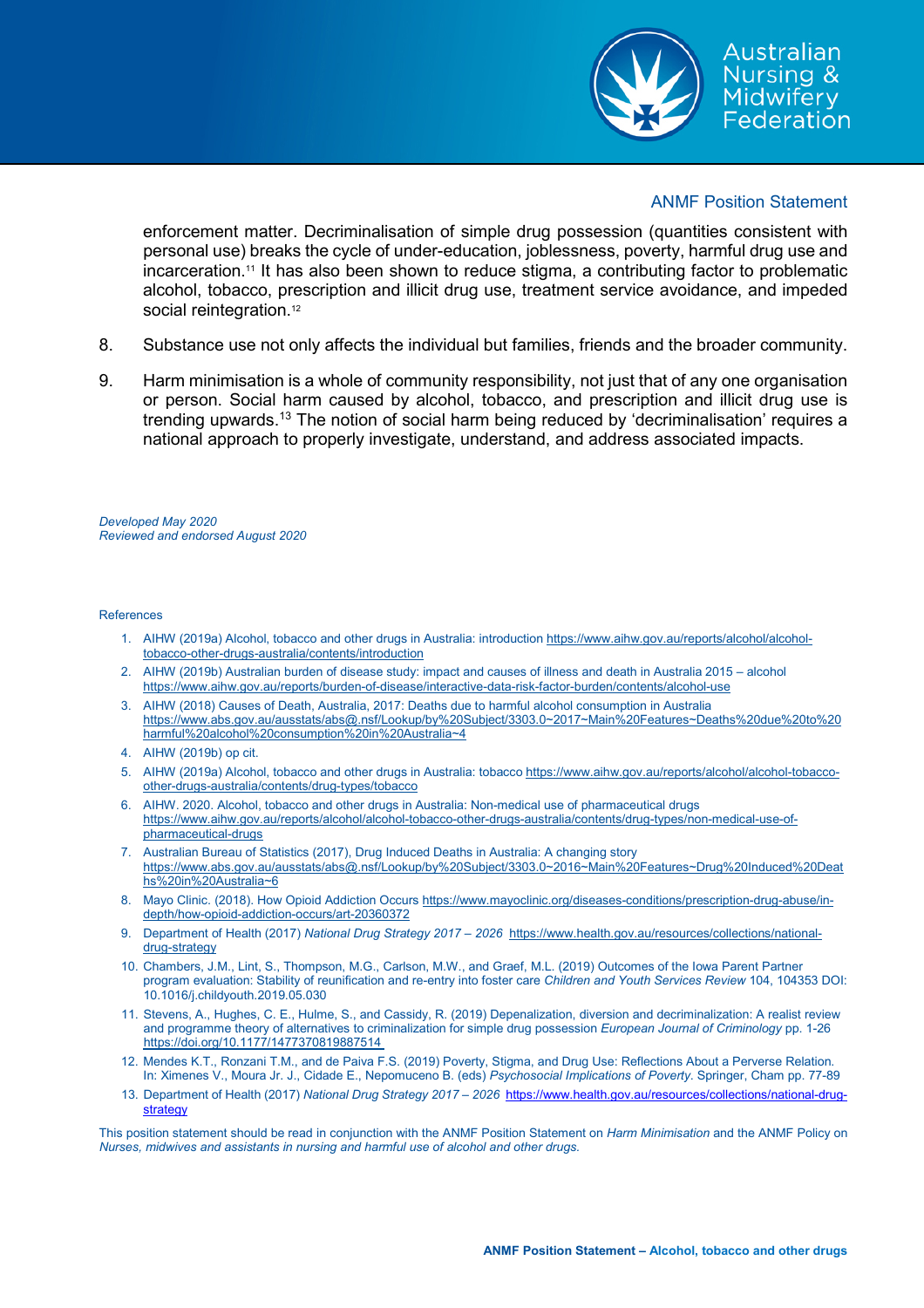enforcement matter. Decriminalisation of simple drug possession (quantities consistent with personal use) breaks the cycle of under-education, joblessness, poverty, harmful drug use and incarceration.[11] It has also been shown to reduce stigma, a contributing factor to problematic alcohol, tobacco, prescription and illicit drug use, treatment service avoidance, and impeded social reintegration.[12]

8. Substance use not only affects the individual but families, friends and the broader community.

9. Harm minimisation is a whole of community responsibility, not just that of any one organisation or person. Social harm caused by alcohol, tobacco, and prescription and illicit drug use is trending upwards.[13] The notion of social harm being reduced by 'decriminalisation' requires a national approach to properly investigate, understand, and address associated impacts.

*Developed May 2020*
*Reviewed and endorsed August 2020*

References

1. AIHW (2019a) Alcohol, tobacco and other drugs in Australia: introduction https://www.aihw.gov.au/reports/alcohol/alcohol-tobacco-other-drugs-australia/contents/introduction
2. AIHW (2019b) Australian burden of disease study: impact and causes of illness and death in Australia 2015 – alcohol https://www.aihw.gov.au/reports/burden-of-disease/interactive-data-risk-factor-burden/contents/alcohol-use
3. AIHW (2018) Causes of Death, Australia, 2017: Deaths due to harmful alcohol consumption in Australia https://www.abs.gov.au/ausstats/abs@.nsf/Lookup/by%20Subject/3303.0~2017~Main%20Features~Deaths%20due%20to%20harmful%20alcohol%20consumption%20in%20Australia~4
4. AIHW (2019b) op cit.
5. AIHW (2019a) Alcohol, tobacco and other drugs in Australia: tobacco https://www.aihw.gov.au/reports/alcohol/alcohol-tobacco-other-drugs-australia/contents/drug-types/tobacco
6. AIHW. 2020. Alcohol, tobacco and other drugs in Australia: Non-medical use of pharmaceutical drugs https://www.aihw.gov.au/reports/alcohol/alcohol-tobacco-other-drugs-australia/contents/drug-types/non-medical-use-of-pharmaceutical-drugs
7. Australian Bureau of Statistics (2017), Drug Induced Deaths in Australia: A changing story https://www.abs.gov.au/ausstats/abs@.nsf/Lookup/by%20Subject/3303.0~2016~Main%20Features~Drug%20Induced%20Deaths%20in%20Australia~6
8. Mayo Clinic. (2018). How Opioid Addiction Occurs https://www.mayoclinic.org/diseases-conditions/prescription-drug-abuse/in-depth/how-opioid-addiction-occurs/art-20360372
9. Department of Health (2017) *National Drug Strategy 2017 – 2026* https://www.health.gov.au/resources/collections/national-drug-strategy
10. Chambers, J.M., Lint, S., Thompson, M.G., Carlson, M.W., and Graef, M.L. (2019) Outcomes of the Iowa Parent Partner program evaluation: Stability of reunification and re-entry into foster care *Children and Youth Services Review* 104, 104353 DOI: 10.1016/j.childyouth.2019.05.030
11. Stevens, A., Hughes, C. E., Hulme, S., and Cassidy, R. (2019) Depenalization, diversion and decriminalization: A realist review and programme theory of alternatives to criminalization for simple drug possession *European Journal of Criminology* pp. 1-26 https://doi.org/10.1177/1477370819887514
12. Mendes K.T., Ronzani T.M., and de Paiva F.S. (2019) Poverty, Stigma, and Drug Use: Reflections About a Perverse Relation. In: Ximenes V., Moura Jr. J., Cidade E., Nepomuceno B. (eds) *Psychosocial Implications of Poverty*. Springer, Cham pp. 77-89
13. Department of Health (2017) *National Drug Strategy 2017 – 2026* https://www.health.gov.au/resources/collections/national-drug-strategy

This position statement should be read in conjunction with the ANMF Position Statement on *Harm Minimisation* and the ANMF Policy on *Nurses, midwives and assistants in nursing and harmful use of alcohol and other drugs.*